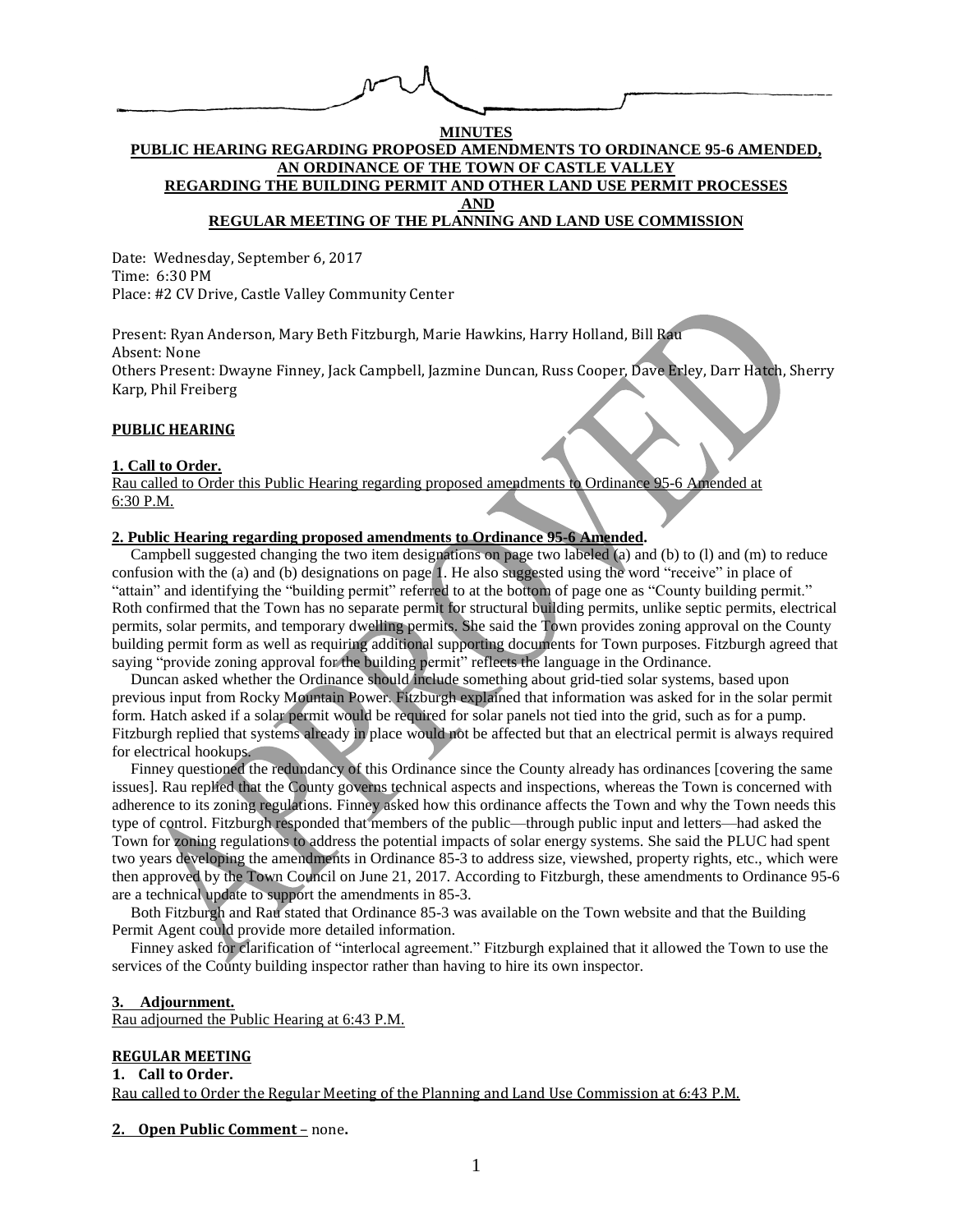**MINUTES**

**PUBLIC HEARING REGARDING PROPOSED AMENDMENTS TO ORDINANCE 95-6 AMENDED, AN ORDINANCE OF THE TOWN OF CASTLE VALLEY REGARDING THE BUILDING PERMIT AND OTHER LAND USE PERMIT PROCESSES AND REGULAR MEETING OF THE PLANNING AND LAND USE COMMISSION**

Date: Wednesday, September 6, 2017
Time: 6:30 PM
Place: #2 CV Drive, Castle Valley Community Center

Present: Ryan Anderson, Mary Beth Fitzburgh, Marie Hawkins, Harry Holland, Bill Rau
Absent: None
Others Present: Dwayne Finney, Jack Campbell, Jazmine Duncan, Russ Cooper, Dave Erley, Darr Hatch, Sherry Karp, Phil Freiberg

**PUBLIC HEARING**

**1. Call to Order.**
Rau called to Order this Public Hearing regarding proposed amendments to Ordinance 95-6 Amended at 6:30 P.M.

**2. Public Hearing regarding proposed amendments to Ordinance 95-6 Amended.**

Campbell suggested changing the two item designations on page two labeled (a) and (b) to (l) and (m) to reduce confusion with the (a) and (b) designations on page 1. He also suggested using the word "receive" in place of "attain" and identifying the "building permit" referred to at the bottom of page one as "County building permit." Roth confirmed that the Town has no separate permit for structural building permits, unlike septic permits, electrical permits, solar permits, and temporary dwelling permits. She said the Town provides zoning approval on the County building permit form as well as requiring additional supporting documents for Town purposes. Fitzburgh agreed that saying "provide zoning approval for the building permit" reflects the language in the Ordinance.

Duncan asked whether the Ordinance should include something about grid-tied solar systems, based upon previous input from Rocky Mountain Power. Fitzburgh explained that information was asked for in the solar permit form. Hatch asked if a solar permit would be required for solar panels not tied into the grid, such as for a pump. Fitzburgh replied that systems already in place would not be affected but that an electrical permit is always required for electrical hookups.

Finney questioned the redundancy of this Ordinance since the County already has ordinances [covering the same issues]. Rau replied that the County governs technical aspects and inspections, whereas the Town is concerned with adherence to its zoning regulations. Finney asked how this ordinance affects the Town and why the Town needs this type of control. Fitzburgh responded that members of the public—through public input and letters—had asked the Town for zoning regulations to address the potential impacts of solar energy systems. She said the PLUC had spent two years developing the amendments in Ordinance 85-3 to address size, viewshed, property rights, etc., which were then approved by the Town Council on June 21, 2017. According to Fitzburgh, these amendments to Ordinance 95-6 are a technical update to support the amendments in 85-3.

Both Fitzburgh and Rau stated that Ordinance 85-3 was available on the Town website and that the Building Permit Agent could provide more detailed information.

Finney asked for clarification of "interlocal agreement." Fitzburgh explained that it allowed the Town to use the services of the County building inspector rather than having to hire its own inspector.

**3. Adjournment.**
Rau adjourned the Public Hearing at 6:43 P.M.

**REGULAR MEETING**

**1. Call to Order.**
Rau called to Order the Regular Meeting of the Planning and Land Use Commission at 6:43 P.M.

**2. Open Public Comment** – none.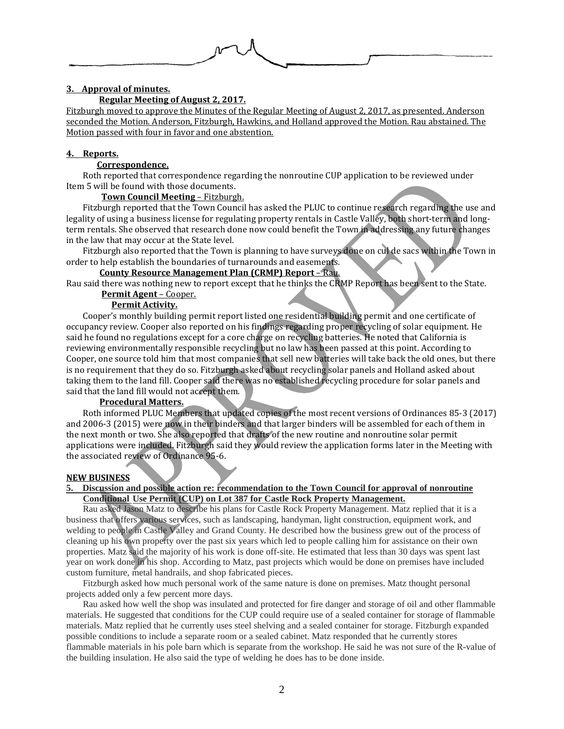## 3. Approval of minutes.

**Regular Meeting of August 2, 2017.**

Fitzburgh moved to approve the Minutes of the Regular Meeting of August 2, 2017, as presented. Anderson seconded the Motion. Anderson, Fitzburgh, Hawkins, and Holland approved the Motion. Rau abstained. The Motion passed with four in favor and one abstention.

## 4. Reports.

**Correspondence.**

Roth reported that correspondence regarding the nonroutine CUP application to be reviewed under Item 5 will be found with those documents.

**Town Council Meeting** – Fitzburgh.

Fitzburgh reported that the Town Council has asked the PLUC to continue research regarding the use and legality of using a business license for regulating property rentals in Castle Valley, both short-term and long-term rentals. She observed that research done now could benefit the Town in addressing any future changes in the law that may occur at the State level.

Fitzburgh also reported that the Town is planning to have surveys done on cul de sacs within the Town in order to help establish the boundaries of turnarounds and easements.

**County Resource Management Plan (CRMP) Report** – Rau.

Rau said there was nothing new to report except that he thinks the CRMP Report has been sent to the State.

**Permit Agent** – Cooper.

**Permit Activity.**

Cooper's monthly building permit report listed one residential building permit and one certificate of occupancy review. Cooper also reported on his findings regarding proper recycling of solar equipment. He said he found no regulations except for a core charge on recycling batteries. He noted that California is reviewing environmentally responsible recycling but no law has been passed at this point. According to Cooper, one source told him that most companies that sell new batteries will take back the old ones, but there is no requirement that they do so. Fitzburgh asked about recycling solar panels and Holland asked about taking them to the land fill. Cooper said there was no established recycling procedure for solar panels and said that the land fill would not accept them.

**Procedural Matters.**

Roth informed PLUC Members that updated copies of the most recent versions of Ordinances 85-3 (2017) and 2006-3 (2015) were now in their binders and that larger binders will be assembled for each of them in the next month or two. She also reported that drafts of the new routine and nonroutine solar permit applications were included. Fitzburgh said they would review the application forms later in the Meeting with the associated review of Ordinance 95-6.

## NEW BUSINESS

**5. Discussion and possible action re: recommendation to the Town Council for approval of nonroutine Conditional Use Permit (CUP) on Lot 387 for Castle Rock Property Management.**

Rau asked Jason Matz to describe his plans for Castle Rock Property Management. Matz replied that it is a business that offers various services, such as landscaping, handyman, light construction, equipment work, and welding to people in Castle Valley and Grand County. He described how the business grew out of the process of cleaning up his own property over the past six years which led to people calling him for assistance on their own properties. Matz said the majority of his work is done off-site. He estimated that less than 30 days was spent last year on work done in his shop. According to Matz, past projects which would be done on premises have included custom furniture, metal handrails, and shop fabricated pieces.

Fitzburgh asked how much personal work of the same nature is done on premises. Matz thought personal projects added only a few percent more days.

Rau asked how well the shop was insulated and protected for fire danger and storage of oil and other flammable materials. He suggested that conditions for the CUP could require use of a sealed container for storage of flammable materials. Matz replied that he currently uses steel shelving and a sealed container for storage. Fitzburgh expanded possible conditions to include a separate room or a sealed cabinet. Matz responded that he currently stores flammable materials in his pole barn which is separate from the workshop. He said he was not sure of the R-value of the building insulation. He also said the type of welding he does has to be done inside.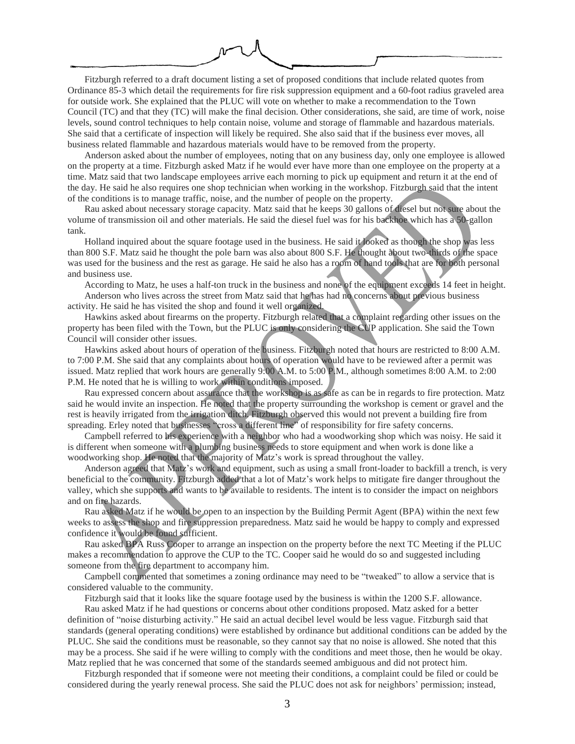Fitzburgh referred to a draft document listing a set of proposed conditions that include related quotes from Ordinance 85-3 which detail the requirements for fire risk suppression equipment and a 60-foot radius graveled area for outside work. She explained that the PLUC will vote on whether to make a recommendation to the Town Council (TC) and that they (TC) will make the final decision. Other considerations, she said, are time of work, noise levels, sound control techniques to help contain noise, volume and storage of flammable and hazardous materials. She said that a certificate of inspection will likely be required. She also said that if the business ever moves, all business related flammable and hazardous materials would have to be removed from the property.

Anderson asked about the number of employees, noting that on any business day, only one employee is allowed on the property at a time. Fitzburgh asked Matz if he would ever have more than one employee on the property at a time. Matz said that two landscape employees arrive each morning to pick up equipment and return it at the end of the day. He said he also requires one shop technician when working in the workshop. Fitzburgh said that the intent of the conditions is to manage traffic, noise, and the number of people on the property.

Rau asked about necessary storage capacity. Matz said that he keeps 30 gallons of diesel but not sure about the volume of transmission oil and other materials. He said the diesel fuel was for his backhoe which has a 50-gallon tank.

Holland inquired about the square footage used in the business. He said it looked as though the shop was less than 800 S.F. Matz said he thought the pole barn was also about 800 S.F. He thought about two-thirds of the space was used for the business and the rest as garage. He said he also has a room of hand tools that are for both personal and business use.

According to Matz, he uses a half-ton truck in the business and none of the equipment exceeds 14 feet in height.

Anderson who lives across the street from Matz said that he has had no concerns about previous business activity. He said he has visited the shop and found it well organized.

Hawkins asked about firearms on the property. Fitzburgh related that a complaint regarding other issues on the property has been filed with the Town, but the PLUC is only considering the CUP application. She said the Town Council will consider other issues.

Hawkins asked about hours of operation of the business. Fitzburgh noted that hours are restricted to 8:00 A.M. to 7:00 P.M. She said that any complaints about hours of operation would have to be reviewed after a permit was issued. Matz replied that work hours are generally 9:00 A.M. to 5:00 P.M., although sometimes 8:00 A.M. to 2:00 P.M. He noted that he is willing to work within conditions imposed.

Rau expressed concern about assurance that the workshop is as safe as can be in regards to fire protection. Matz said he would invite an inspection. He noted that the property surrounding the workshop is cement or gravel and the rest is heavily irrigated from the irrigation ditch. Fitzburgh observed this would not prevent a building fire from spreading. Erley noted that businesses "cross a different line" of responsibility for fire safety concerns.

Campbell referred to his experience with a neighbor who had a woodworking shop which was noisy. He said it is different when someone with a plumbing business needs to store equipment and when work is done like a woodworking shop. He noted that the majority of Matz's work is spread throughout the valley.

Anderson agreed that Matz's work and equipment, such as using a small front-loader to backfill a trench, is very beneficial to the community. Fitzburgh added that a lot of Matz's work helps to mitigate fire danger throughout the valley, which she supports and wants to be available to residents. The intent is to consider the impact on neighbors and on fire hazards.

Rau asked Matz if he would be open to an inspection by the Building Permit Agent (BPA) within the next few weeks to assess the shop and fire suppression preparedness. Matz said he would be happy to comply and expressed confidence it would be found sufficient.

Rau asked BPA Russ Cooper to arrange an inspection on the property before the next TC Meeting if the PLUC makes a recommendation to approve the CUP to the TC. Cooper said he would do so and suggested including someone from the fire department to accompany him.

Campbell commented that sometimes a zoning ordinance may need to be "tweaked" to allow a service that is considered valuable to the community.

Fitzburgh said that it looks like the square footage used by the business is within the 1200 S.F. allowance.

Rau asked Matz if he had questions or concerns about other conditions proposed. Matz asked for a better definition of "noise disturbing activity." He said an actual decibel level would be less vague. Fitzburgh said that standards (general operating conditions) were established by ordinance but additional conditions can be added by the PLUC. She said the conditions must be reasonable, so they cannot say that no noise is allowed. She noted that this may be a process. She said if he were willing to comply with the conditions and meet those, then he would be okay. Matz replied that he was concerned that some of the standards seemed ambiguous and did not protect him.

Fitzburgh responded that if someone were not meeting their conditions, a complaint could be filed or could be considered during the yearly renewal process. She said the PLUC does not ask for neighbors' permission; instead,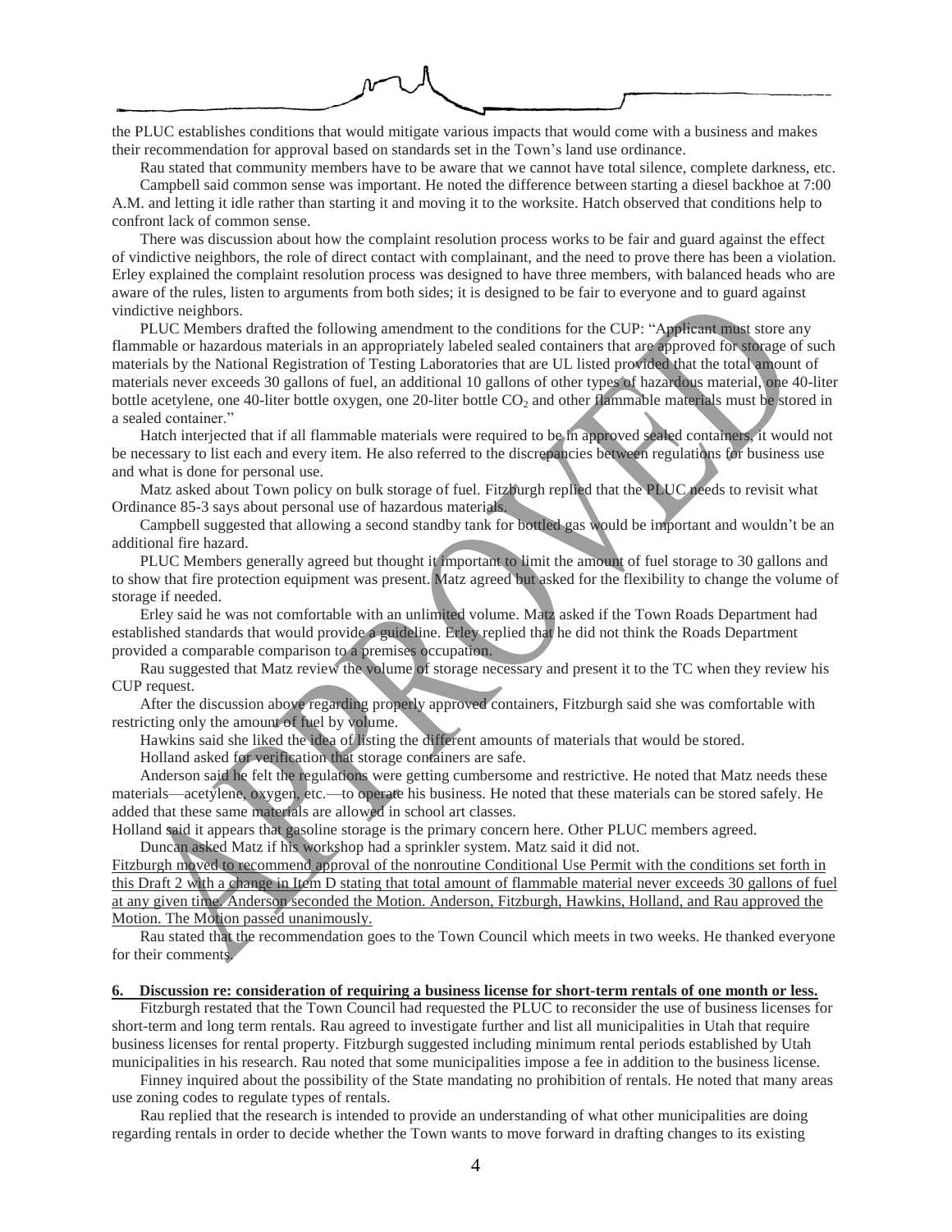the PLUC establishes conditions that would mitigate various impacts that would come with a business and makes their recommendation for approval based on standards set in the Town's land use ordinance.

Rau stated that community members have to be aware that we cannot have total silence, complete darkness, etc.

Campbell said common sense was important. He noted the difference between starting a diesel backhoe at 7:00 A.M. and letting it idle rather than starting it and moving it to the worksite. Hatch observed that conditions help to confront lack of common sense.

There was discussion about how the complaint resolution process works to be fair and guard against the effect of vindictive neighbors, the role of direct contact with complainant, and the need to prove there has been a violation. Erley explained the complaint resolution process was designed to have three members, with balanced heads who are aware of the rules, listen to arguments from both sides; it is designed to be fair to everyone and to guard against vindictive neighbors.

PLUC Members drafted the following amendment to the conditions for the CUP: "Applicant must store any flammable or hazardous materials in an appropriately labeled sealed containers that are approved for storage of such materials by the National Registration of Testing Laboratories that are UL listed provided that the total amount of materials never exceeds 30 gallons of fuel, an additional 10 gallons of other types of hazardous material, one 40-liter bottle acetylene, one 40-liter bottle oxygen, one 20-liter bottle $CO_2$ and other flammable materials must be stored in a sealed container."

Hatch interjected that if all flammable materials were required to be in approved sealed containers, it would not be necessary to list each and every item. He also referred to the discrepancies between regulations for business use and what is done for personal use.

Matz asked about Town policy on bulk storage of fuel. Fitzburgh replied that the PLUC needs to revisit what Ordinance 85-3 says about personal use of hazardous materials.

Campbell suggested that allowing a second standby tank for bottled gas would be important and wouldn't be an additional fire hazard.

PLUC Members generally agreed but thought it important to limit the amount of fuel storage to 30 gallons and to show that fire protection equipment was present. Matz agreed but asked for the flexibility to change the volume of storage if needed.

Erley said he was not comfortable with an unlimited volume. Matz asked if the Town Roads Department had established standards that would provide a guideline. Erley replied that he did not think the Roads Department provided a comparable comparison to a premises occupation.

Rau suggested that Matz review the volume of storage necessary and present it to the TC when they review his CUP request.

After the discussion above regarding properly approved containers, Fitzburgh said she was comfortable with restricting only the amount of fuel by volume.

Hawkins said she liked the idea of listing the different amounts of materials that would be stored.

Holland asked for verification that storage containers are safe.

Anderson said he felt the regulations were getting cumbersome and restrictive. He noted that Matz needs these materials—acetylene, oxygen, etc.—to operate his business. He noted that these materials can be stored safely. He added that these same materials are allowed in school art classes.

Holland said it appears that gasoline storage is the primary concern here. Other PLUC members agreed.

Duncan asked Matz if his workshop had a sprinkler system. Matz said it did not.

<u>Fitzburgh moved to recommend approval of the nonroutine Conditional Use Permit with the conditions set forth in this Draft 2 with a change in Item D stating that total amount of flammable material never exceeds 30 gallons of fuel at any given time. Anderson seconded the Motion. Anderson, Fitzburgh, Hawkins, Holland, and Rau approved the Motion. The Motion passed unanimously.</u>

Rau stated that the recommendation goes to the Town Council which meets in two weeks. He thanked everyone for their comments.

**<u>6. Discussion re: consideration of requiring a business license for short-term rentals of one month or less.</u>**

Fitzburgh restated that the Town Council had requested the PLUC to reconsider the use of business licenses for short-term and long term rentals. Rau agreed to investigate further and list all municipalities in Utah that require business licenses for rental property. Fitzburgh suggested including minimum rental periods established by Utah municipalities in his research. Rau noted that some municipalities impose a fee in addition to the business license.

Finney inquired about the possibility of the State mandating no prohibition of rentals. He noted that many areas use zoning codes to regulate types of rentals.

Rau replied that the research is intended to provide an understanding of what other municipalities are doing regarding rentals in order to decide whether the Town wants to move forward in drafting changes to its existing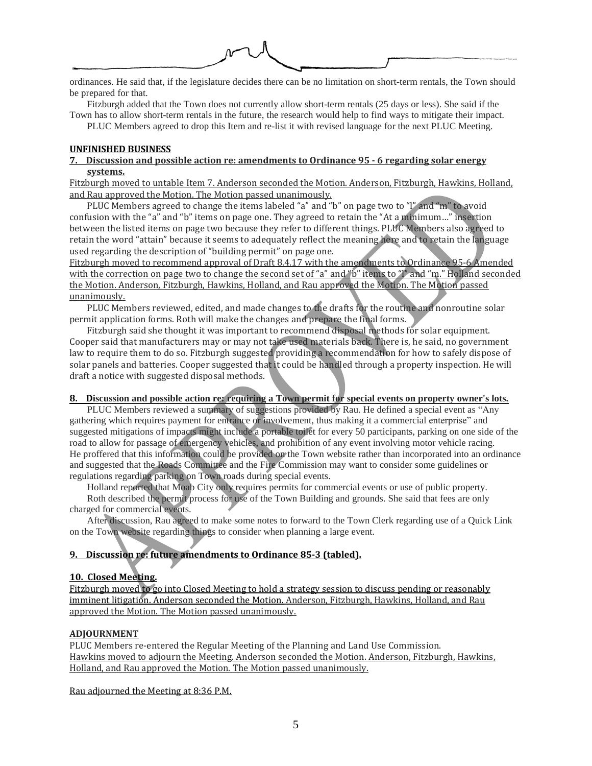ordinances. He said that, if the legislature decides there can be no limitation on short-term rentals, the Town should be prepared for that.

Fitzburgh added that the Town does not currently allow short-term rentals (25 days or less). She said if the Town has to allow short-term rentals in the future, the research would help to find ways to mitigate their impact.

PLUC Members agreed to drop this Item and re-list it with revised language for the next PLUC Meeting.

**UNFINISHED BUSINESS**

**7. Discussion and possible action re: amendments to Ordinance 95 - 6 regarding solar energy systems.**

Fitzburgh moved to untable Item 7. Anderson seconded the Motion. Anderson, Fitzburgh, Hawkins, Holland, and Rau approved the Motion. The Motion passed unanimously.

PLUC Members agreed to change the items labeled "a" and "b" on page two to "l" and "m" to avoid confusion with the "a" and "b" items on page one. They agreed to retain the "At a minimum…" insertion between the listed items on page two because they refer to different things. PLUC Members also agreed to retain the word "attain" because it seems to adequately reflect the meaning here and to retain the language used regarding the description of "building permit" on page one.

Fitzburgh moved to recommend approval of Draft 8.4.17 with the amendments to Ordinance 95-6 Amended with the correction on page two to change the second set of "a" and "b" items to "l" and "m." Holland seconded the Motion. Anderson, Fitzburgh, Hawkins, Holland, and Rau approved the Motion. The Motion passed unanimously.

PLUC Members reviewed, edited, and made changes to the drafts for the routine and nonroutine solar permit application forms. Roth will make the changes and prepare the final forms.

Fitzburgh said she thought it was important to recommend disposal methods for solar equipment. Cooper said that manufacturers may or may not take used materials back. There is, he said, no government law to require them to do so. Fitzburgh suggested providing a recommendation for how to safely dispose of solar panels and batteries. Cooper suggested that it could be handled through a property inspection. He will draft a notice with suggested disposal methods.

**8. Discussion and possible action re: requiring a Town permit for special events on property owner's lots.**

PLUC Members reviewed a summary of suggestions provided by Rau. He defined a special event as "Any gathering which requires payment for entrance or involvement, thus making it a commercial enterprise" and suggested mitigations of impacts might include a portable toilet for every 50 participants, parking on one side of the road to allow for passage of emergency vehicles, and prohibition of any event involving motor vehicle racing. He proffered that this information could be provided on the Town website rather than incorporated into an ordinance and suggested that the Roads Committee and the Fire Commission may want to consider some guidelines or regulations regarding parking on Town roads during special events.

Holland reported that Moab City only requires permits for commercial events or use of public property.

Roth described the permit process for use of the Town Building and grounds. She said that fees are only charged for commercial events.

After discussion, Rau agreed to make some notes to forward to the Town Clerk regarding use of a Quick Link on the Town website regarding things to consider when planning a large event.

**9. Discussion re: future amendments to Ordinance 85-3 (tabled).**

**10. Closed Meeting.**

Fitzburgh moved to go into Closed Meeting to hold a strategy session to discuss pending or reasonably imminent litigation. Anderson seconded the Motion. Anderson, Fitzburgh, Hawkins, Holland, and Rau approved the Motion. The Motion passed unanimously.

**ADJOURNMENT**

PLUC Members re-entered the Regular Meeting of the Planning and Land Use Commission.

Hawkins moved to adjourn the Meeting. Anderson seconded the Motion. Anderson, Fitzburgh, Hawkins, Holland, and Rau approved the Motion. The Motion passed unanimously.

Rau adjourned the Meeting at 8:36 P.M.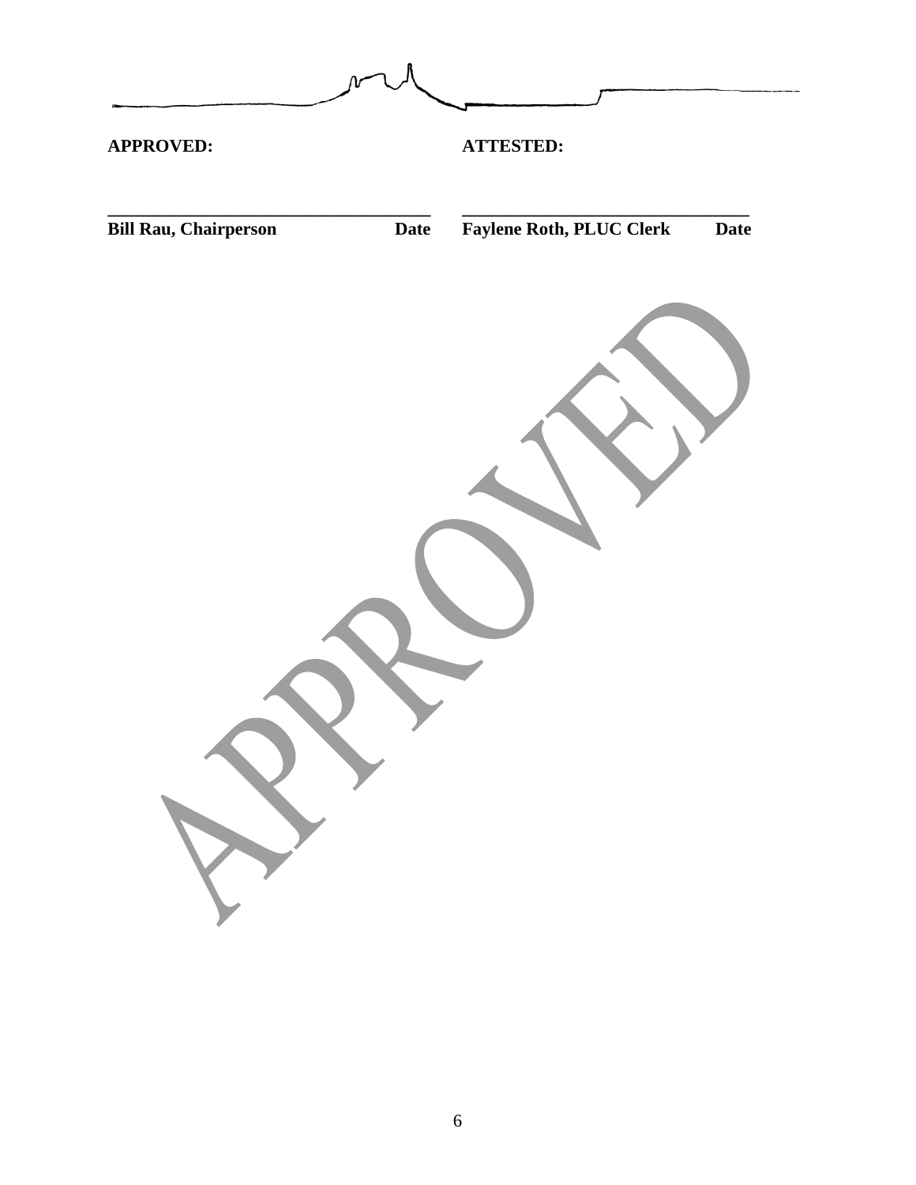**APPROVED:** **ATTESTED:**

| | |
|---|---|
| \_\_\_\_\_\_\_\_\_\_\_\_\_\_\_\_\_\_\_\_\_\_\_\_\_\_\_\_\_\_\_\_\_\_\_\_ | \_\_\_\_\_\_\_\_\_\_\_\_\_\_\_\_\_\_\_\_\_\_\_\_\_\_\_\_\_\_\_\_\_\_\_\_ |
| **Bill Rau, Chairperson Date** | **Faylene Roth, PLUC Clerk Date** |

APPROVED